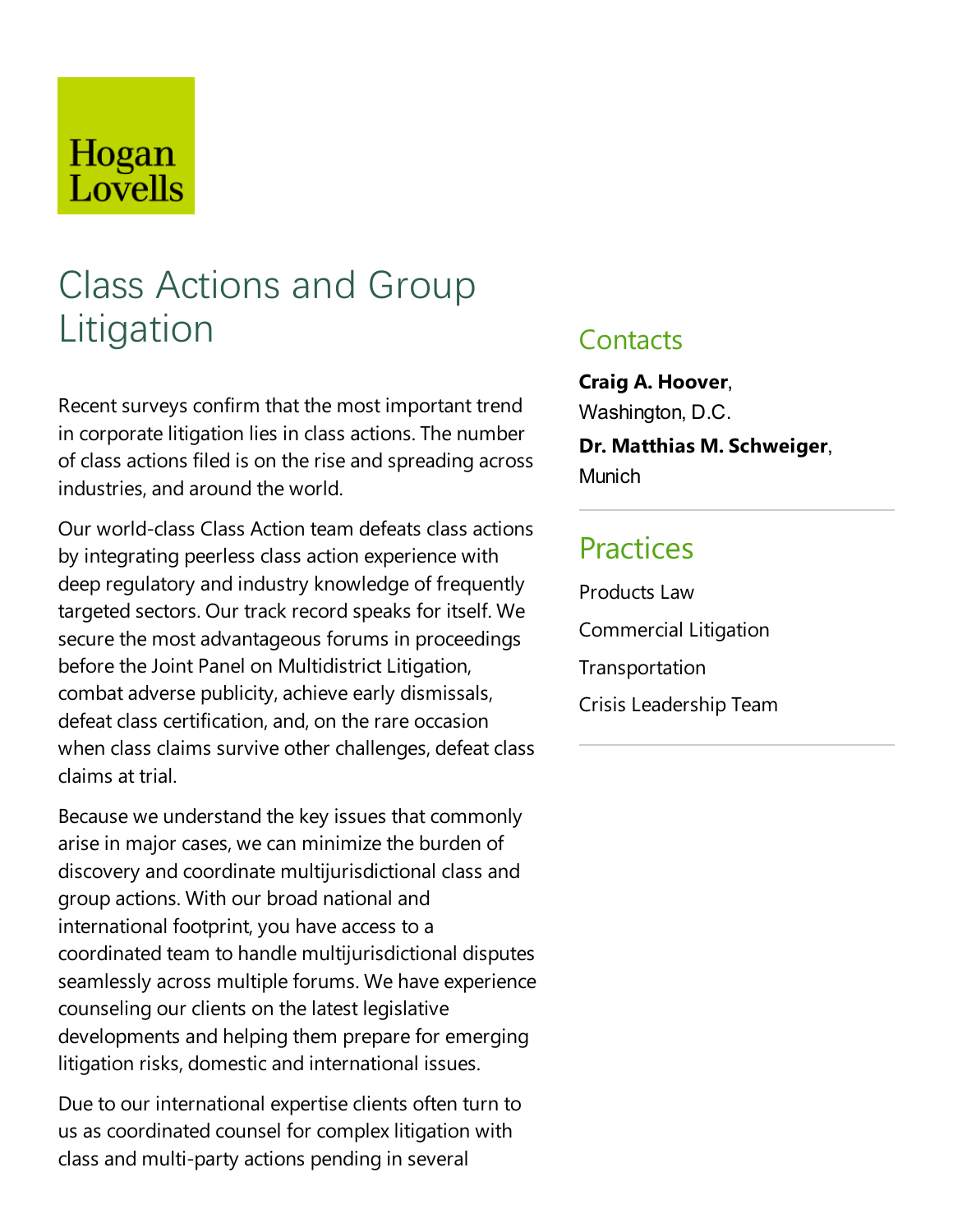Hogan Lovells

# Class Actions and Group Litigation

Recent surveys confirm that the most important trend in corporate litigation lies in class actions. The number of class actions filed is on the rise and spreading across industries, and around the world.

Our world-class Class Action team defeats class actions by integrating peerless class action experience with deep regulatory and industry knowledge of frequently targeted sectors. Our track record speaks for itself. We secure the most advantageous forums in proceedings before the Joint Panel on Multidistrict Litigation, combat adverse publicity, achieve early dismissals, defeat class certification, and, on the rare occasion when class claims survive other challenges, defeat class claims at trial.

Because we understand the key issues that commonly arise in major cases, we can minimize the burden of discovery and coordinate multijurisdictional class and group actions. With our broad national and international footprint, you have access to a coordinated team to handle multijurisdictional disputes seamlessly across multiple forums. We have experience counseling our clients on the latest legislative developments and helping them prepare for emerging litigation risks, domestic and international issues.

Due to our international expertise clients often turn to us as coordinated counsel for complex litigation with class and multi-party actions pending in several

## Contacts

**Craig A. Hoover**, Washington, D.C.

**Dr. Matthias M. Schweiger**, Munich

## Practices

Products Law

Commercial Litigation

Transportation

Crisis Leadership Team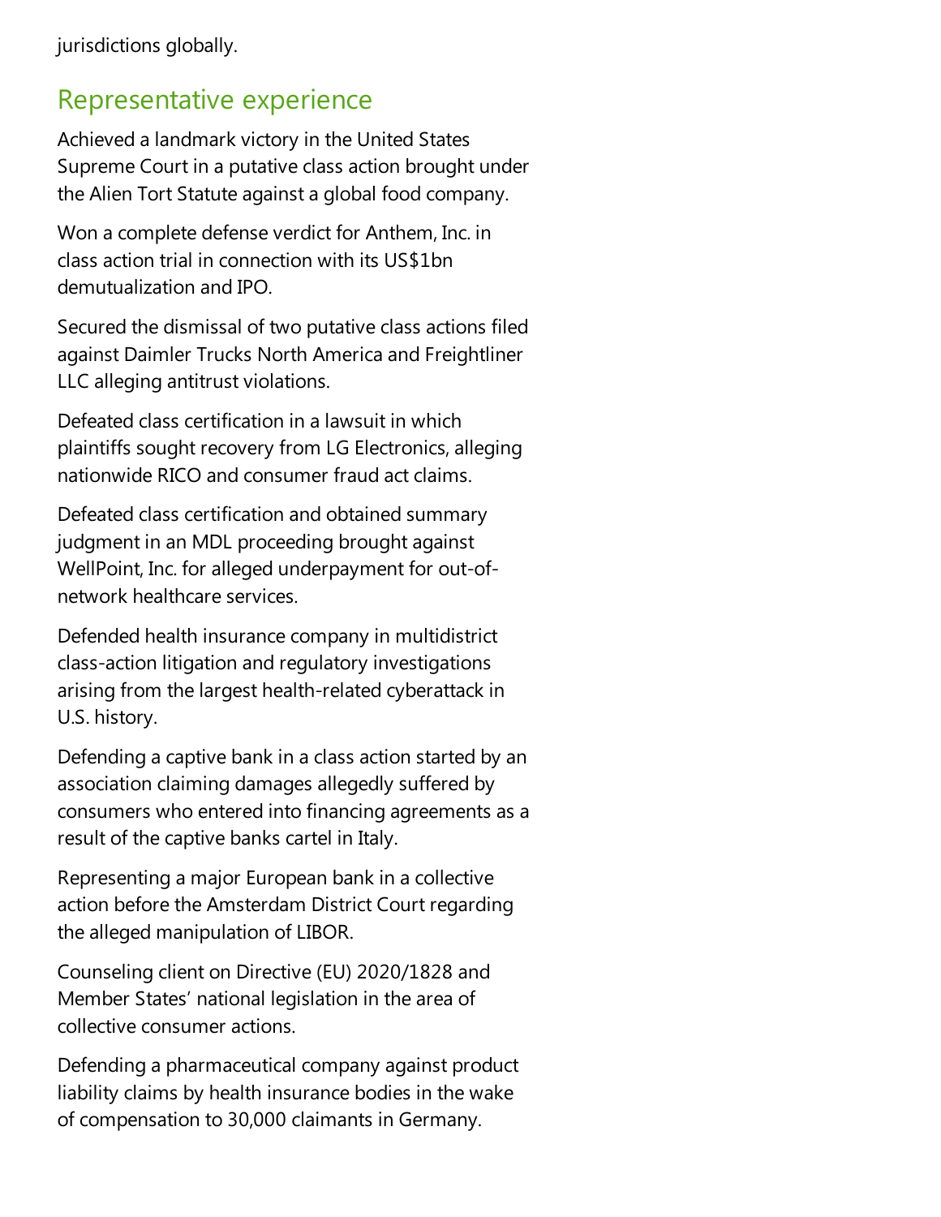jurisdictions globally.

## Representative experience

Achieved a landmark victory in the United States Supreme Court in a putative class action brought under the Alien Tort Statute against a global food company.

Won a complete defense verdict for Anthem, Inc. in class action trial in connection with its US$1bn demutualization and IPO.

Secured the dismissal of two putative class actions filed against Daimler Trucks North America and Freightliner LLC alleging antitrust violations.

Defeated class certification in a lawsuit in which plaintiffs sought recovery from LG Electronics, alleging nationwide RICO and consumer fraud act claims.

Defeated class certification and obtained summary judgment in an MDL proceeding brought against WellPoint, Inc. for alleged underpayment for out-of-network healthcare services.

Defended health insurance company in multidistrict class-action litigation and regulatory investigations arising from the largest health-related cyberattack in U.S. history.

Defending a captive bank in a class action started by an association claiming damages allegedly suffered by consumers who entered into financing agreements as a result of the captive banks cartel in Italy.

Representing a major European bank in a collective action before the Amsterdam District Court regarding the alleged manipulation of LIBOR.

Counseling client on Directive (EU) 2020/1828 and Member States' national legislation in the area of collective consumer actions.

Defending a pharmaceutical company against product liability claims by health insurance bodies in the wake of compensation to 30,000 claimants in Germany.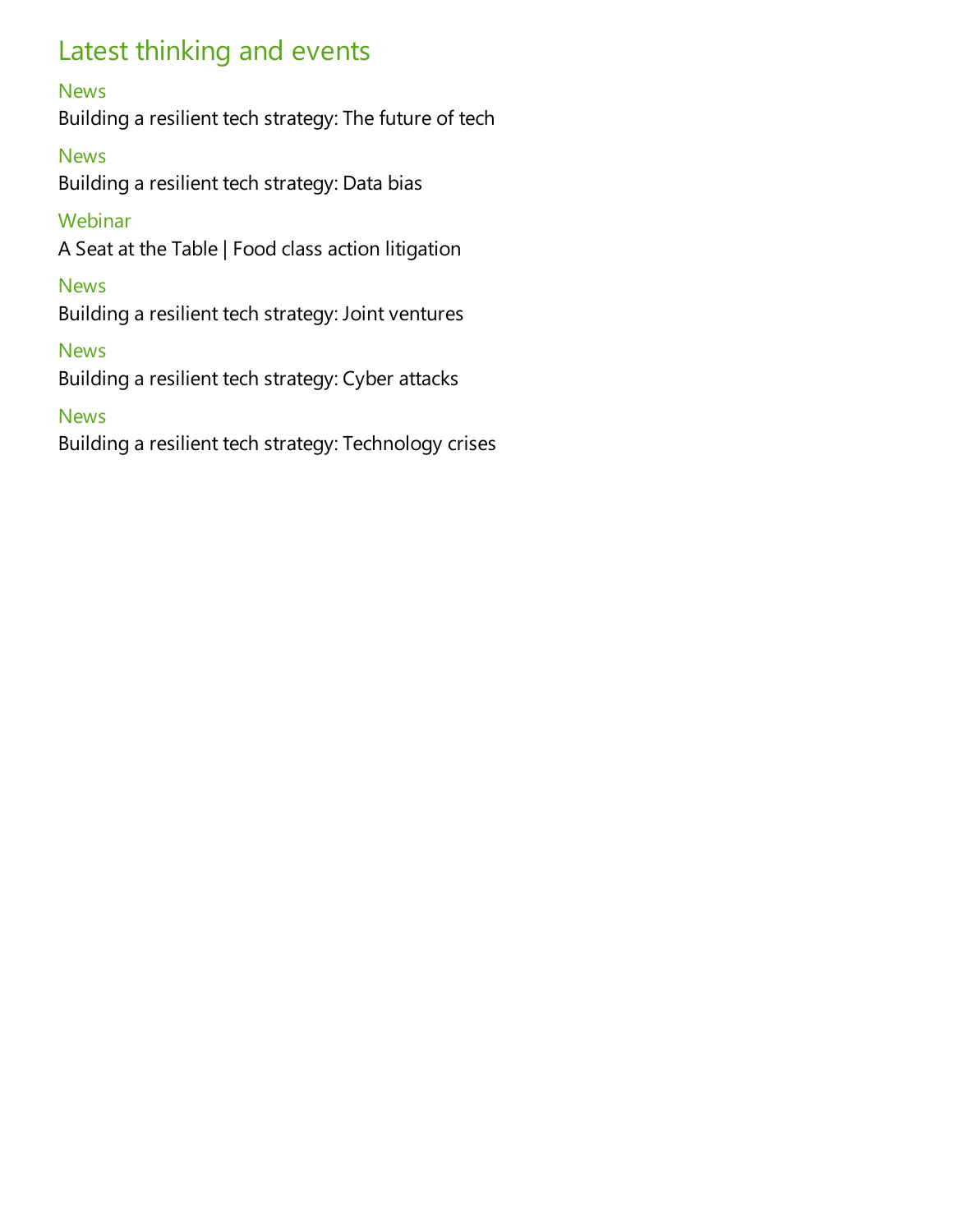## Latest thinking and events

News

Building a resilient tech strategy: The future of tech

News

Building a resilient tech strategy: Data bias

Webinar

A Seat at the Table | Food class action litigation

News

Building a resilient tech strategy: Joint ventures

News

Building a resilient tech strategy: Cyber attacks

News

Building a resilient tech strategy: Technology crises